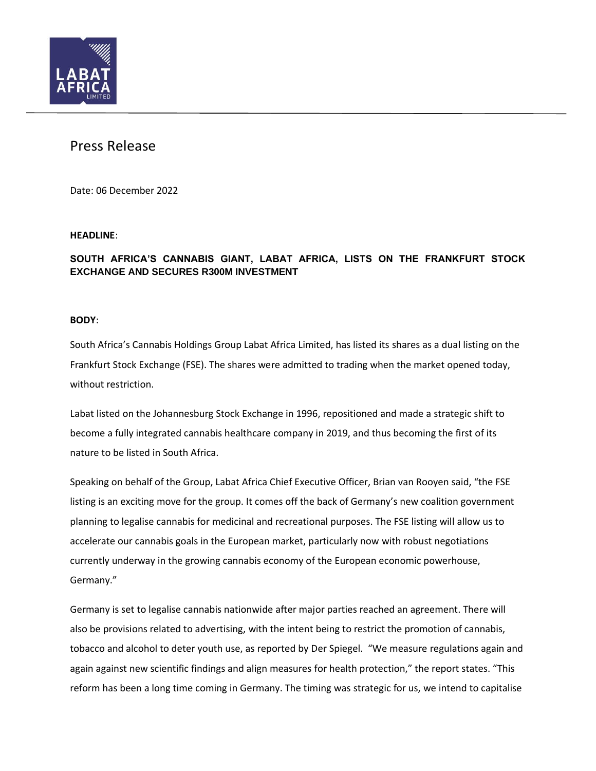# Press Release

Date: 06 December 2022

**HEADLINE**:

**SOUTH AFRICA'S CANNABIS GIANT, LABAT AFRICA, LISTS ON THE FRANKFURT STOCK EXCHANGE AND SECURES R300M INVESTMENT**

**BODY**:

South Africa's Cannabis Holdings Group Labat Africa Limited, has listed its shares as a dual listing on the Frankfurt Stock Exchange (FSE). The shares were admitted to trading when the market opened today, without restriction.

Labat listed on the Johannesburg Stock Exchange in 1996, repositioned and made a strategic shift to become a fully integrated cannabis healthcare company in 2019, and thus becoming the first of its nature to be listed in South Africa.

Speaking on behalf of the Group, Labat Africa Chief Executive Officer, Brian van Rooyen said, "the FSE listing is an exciting move for the group. It comes off the back of Germany's new coalition government planning to legalise cannabis for medicinal and recreational purposes. The FSE listing will allow us to accelerate our cannabis goals in the European market, particularly now with robust negotiations currently underway in the growing cannabis economy of the European economic powerhouse, Germany."

Germany is set to legalise cannabis nationwide after major parties reached an agreement. There will also be provisions related to advertising, with the intent being to restrict the promotion of cannabis, tobacco and alcohol to deter youth use, as reported by Der Spiegel. "We measure regulations again and again against new scientific findings and align measures for health protection," the report states. "This reform has been a long time coming in Germany. The timing was strategic for us, we intend to capitalise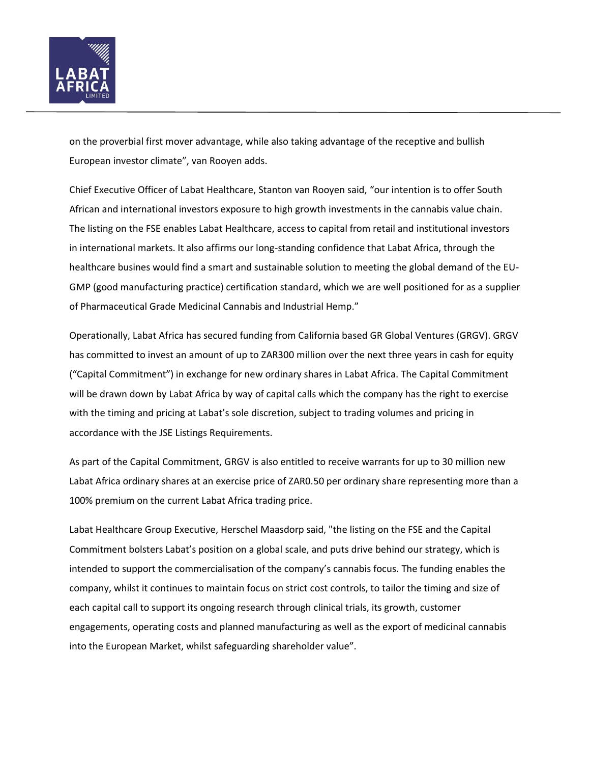on the proverbial first mover advantage, while also taking advantage of the receptive and bullish European investor climate", van Rooyen adds.

Chief Executive Officer of Labat Healthcare, Stanton van Rooyen said, "our intention is to offer South African and international investors exposure to high growth investments in the cannabis value chain. The listing on the FSE enables Labat Healthcare, access to capital from retail and institutional investors in international markets. It also affirms our long-standing confidence that Labat Africa, through the healthcare busines would find a smart and sustainable solution to meeting the global demand of the EU-GMP (good manufacturing practice) certification standard, which we are well positioned for as a supplier of Pharmaceutical Grade Medicinal Cannabis and Industrial Hemp."

Operationally, Labat Africa has secured funding from California based GR Global Ventures (GRGV). GRGV has committed to invest an amount of up to ZAR300 million over the next three years in cash for equity ("Capital Commitment") in exchange for new ordinary shares in Labat Africa. The Capital Commitment will be drawn down by Labat Africa by way of capital calls which the company has the right to exercise with the timing and pricing at Labat's sole discretion, subject to trading volumes and pricing in accordance with the JSE Listings Requirements.

As part of the Capital Commitment, GRGV is also entitled to receive warrants for up to 30 million new Labat Africa ordinary shares at an exercise price of ZAR0.50 per ordinary share representing more than a 100% premium on the current Labat Africa trading price.

Labat Healthcare Group Executive, Herschel Maasdorp said, "the listing on the FSE and the Capital Commitment bolsters Labat's position on a global scale, and puts drive behind our strategy, which is intended to support the commercialisation of the company's cannabis focus. The funding enables the company, whilst it continues to maintain focus on strict cost controls, to tailor the timing and size of each capital call to support its ongoing research through clinical trials, its growth, customer engagements, operating costs and planned manufacturing as well as the export of medicinal cannabis into the European Market, whilst safeguarding shareholder value".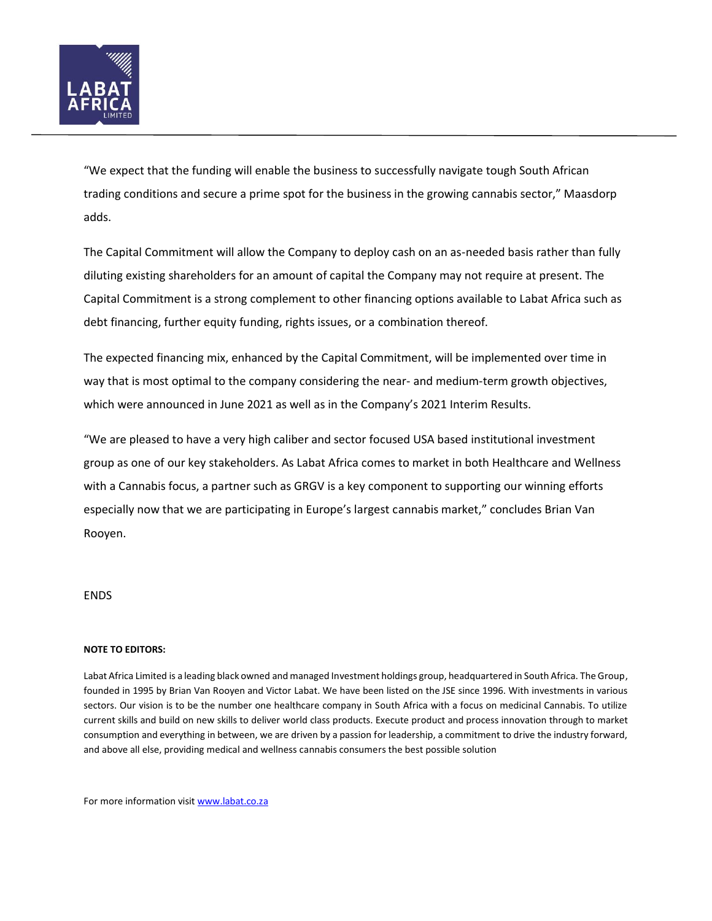"We expect that the funding will enable the business to successfully navigate tough South African trading conditions and secure a prime spot for the business in the growing cannabis sector," Maasdorp adds.

The Capital Commitment will allow the Company to deploy cash on an as-needed basis rather than fully diluting existing shareholders for an amount of capital the Company may not require at present. The Capital Commitment is a strong complement to other financing options available to Labat Africa such as debt financing, further equity funding, rights issues, or a combination thereof.

The expected financing mix, enhanced by the Capital Commitment, will be implemented over time in way that is most optimal to the company considering the near- and medium-term growth objectives, which were announced in June 2021 as well as in the Company's 2021 Interim Results.

"We are pleased to have a very high caliber and sector focused USA based institutional investment group as one of our key stakeholders. As Labat Africa comes to market in both Healthcare and Wellness with a Cannabis focus, a partner such as GRGV is a key component to supporting our winning efforts especially now that we are participating in Europe's largest cannabis market," concludes Brian Van Rooyen.

ENDS

**NOTE TO EDITORS:**

Labat Africa Limited is a leading black owned and managed Investment holdings group, headquartered in South Africa. The Group, founded in 1995 by Brian Van Rooyen and Victor Labat. We have been listed on the JSE since 1996. With investments in various sectors. Our vision is to be the number one healthcare company in South Africa with a focus on medicinal Cannabis. To utilize current skills and build on new skills to deliver world class products. Execute product and process innovation through to market consumption and everything in between, we are driven by a passion for leadership, a commitment to drive the industry forward, and above all else, providing medical and wellness cannabis consumers the best possible solution

For more information visit [www.labat.co.za](http://www.labat.co.za)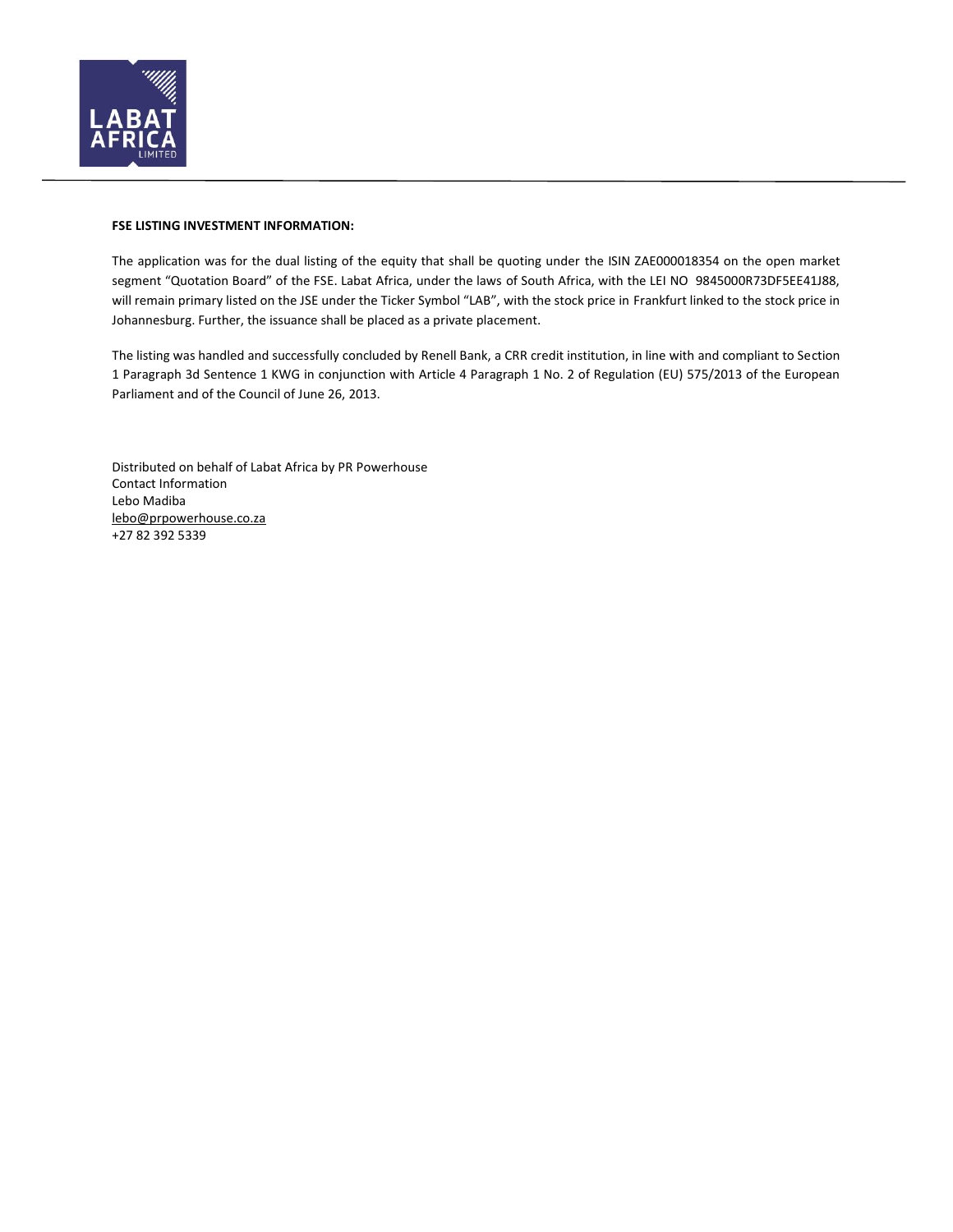**FSE LISTING INVESTMENT INFORMATION:**

The application was for the dual listing of the equity that shall be quoting under the ISIN ZAE000018354 on the open market segment "Quotation Board" of the FSE. Labat Africa, under the laws of South Africa, with the LEI NO 9845000R73DF5EE41J88, will remain primary listed on the JSE under the Ticker Symbol "LAB", with the stock price in Frankfurt linked to the stock price in Johannesburg. Further, the issuance shall be placed as a private placement.

The listing was handled and successfully concluded by Renell Bank, a CRR credit institution, in line with and compliant to Section 1 Paragraph 3d Sentence 1 KWG in conjunction with Article 4 Paragraph 1 No. 2 of Regulation (EU) 575/2013 of the European Parliament and of the Council of June 26, 2013.

Distributed on behalf of Labat Africa by PR Powerhouse
Contact Information
Lebo Madiba
lebo@prpowerhouse.co.za
+27 82 392 5339